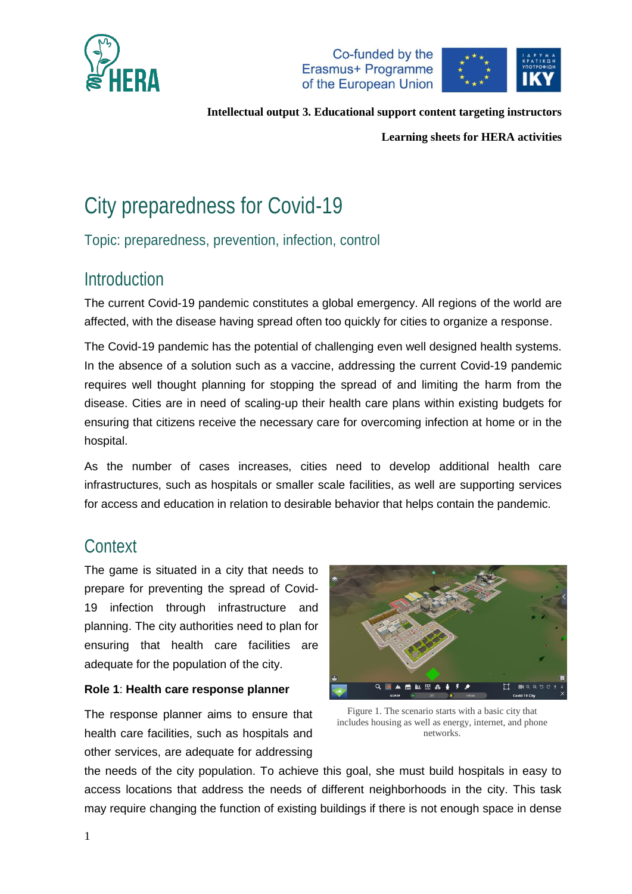**Intellectual output 3. Educational support content targeting instructors**

**Learning sheets for HERA activities**

# City preparedness for Covid-19

## Topic: preparedness, prevention, infection, control

## Introduction

The current Covid-19 pandemic constitutes a global emergency. All regions of the world are affected, with the disease having spread often too quickly for cities to organize a response.

The Covid-19 pandemic has the potential of challenging even well designed health systems. In the absence of a solution such as a vaccine, addressing the current Covid-19 pandemic requires well thought planning for stopping the spread of and limiting the harm from the disease. Cities are in need of scaling-up their health care plans within existing budgets for ensuring that citizens receive the necessary care for overcoming infection at home or in the hospital.

As the number of cases increases, cities need to develop additional health care infrastructures, such as hospitals or smaller scale facilities, as well are supporting services for access and education in relation to desirable behavior that helps contain the pandemic.

## Context

The game is situated in a city that needs to prepare for preventing the spread of Covid-19 infection through infrastructure and planning. The city authorities need to plan for ensuring that health care facilities are adequate for the population of the city.

Figure 1. The scenario starts with a basic city that includes housing as well as energy, internet, and phone networks.

**Role 1**: **Health care response planner**

The response planner aims to ensure that health care facilities, such as hospitals and other services, are adequate for addressing the needs of the city population. To achieve this goal, she must build hospitals in easy to access locations that address the needs of different neighborhoods in the city. This task may require changing the function of existing buildings if there is not enough space in dense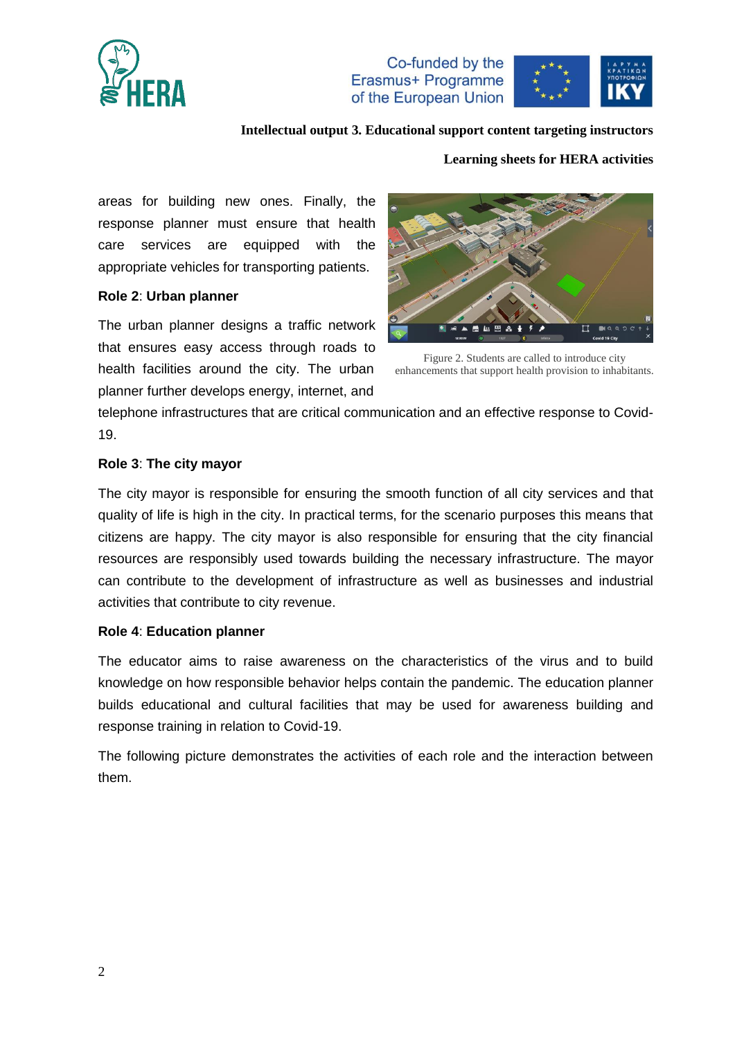areas for building new ones. Finally, the response planner must ensure that health care services are equipped with the appropriate vehicles for transporting patients.

**Role 2**: **Urban planner**

The urban planner designs a traffic network that ensures easy access through roads to health facilities around the city. The urban planner further develops energy, internet, and telephone infrastructures that are critical communication and an effective response to Covid-19.

Figure 2. Students are called to introduce city enhancements that support health provision to inhabitants.

**Role 3**: **The city mayor**

The city mayor is responsible for ensuring the smooth function of all city services and that quality of life is high in the city. In practical terms, for the scenario purposes this means that citizens are happy. The city mayor is also responsible for ensuring that the city financial resources are responsibly used towards building the necessary infrastructure. The mayor can contribute to the development of infrastructure as well as businesses and industrial activities that contribute to city revenue.

**Role 4**: **Education planner**

The educator aims to raise awareness on the characteristics of the virus and to build knowledge on how responsible behavior helps contain the pandemic. The education planner builds educational and cultural facilities that may be used for awareness building and response training in relation to Covid-19.

The following picture demonstrates the activities of each role and the interaction between them.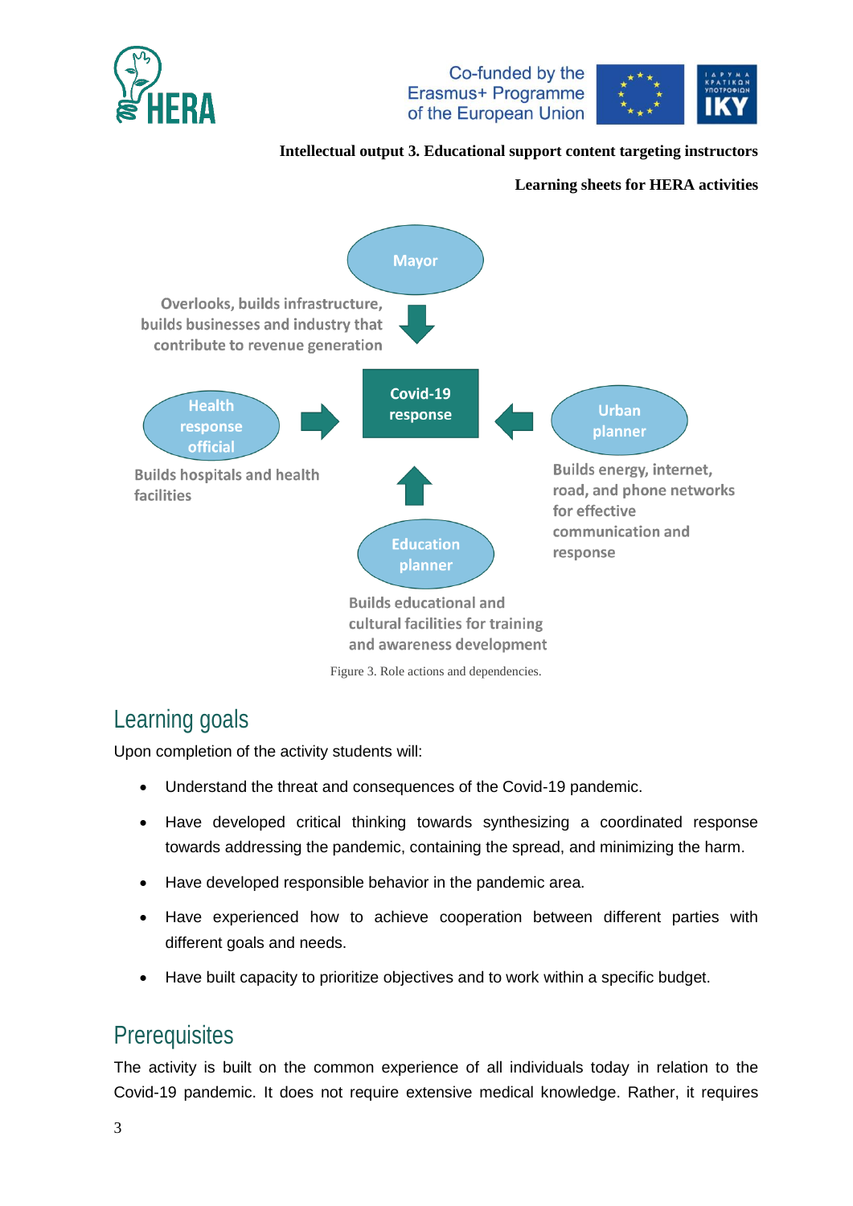Mayor

Overlooks, builds infrastructure, builds businesses and industry that contribute to revenue generation

Covid-19 response

Health response official

Builds hospitals and health facilities

Urban planner

Builds energy, internet, road, and phone networks for effective communication and response

Education planner

Builds educational and cultural facilities for training and awareness development

Figure 3. Role actions and dependencies.

## Learning goals

Upon completion of the activity students will:

- Understand the threat and consequences of the Covid-19 pandemic.
- Have developed critical thinking towards synthesizing a coordinated response towards addressing the pandemic, containing the spread, and minimizing the harm.
- Have developed responsible behavior in the pandemic area.
- Have experienced how to achieve cooperation between different parties with different goals and needs.
- Have built capacity to prioritize objectives and to work within a specific budget.

## Prerequisites

The activity is built on the common experience of all individuals today in relation to the Covid-19 pandemic. It does not require extensive medical knowledge. Rather, it requires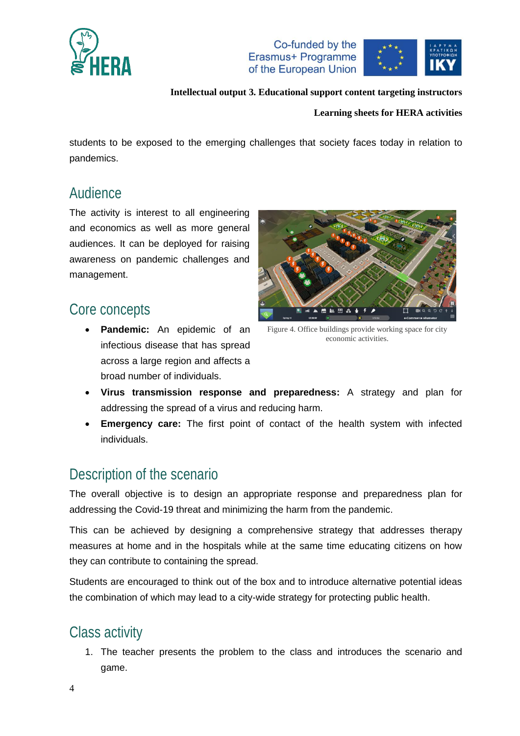students to be exposed to the emerging challenges that society faces today in relation to pandemics.

## Audience

The activity is interest to all engineering and economics as well as more general audiences. It can be deployed for raising awareness on pandemic challenges and management.

Figure 4. Office buildings provide working space for city economic activities.

## Core concepts

- **Pandemic:** An epidemic of an infectious disease that has spread across a large region and affects a broad number of individuals.
- **Virus transmission response and preparedness:** A strategy and plan for addressing the spread of a virus and reducing harm.
- **Emergency care:** The first point of contact of the health system with infected individuals.

## Description of the scenario

The overall objective is to design an appropriate response and preparedness plan for addressing the Covid-19 threat and minimizing the harm from the pandemic.

This can be achieved by designing a comprehensive strategy that addresses therapy measures at home and in the hospitals while at the same time educating citizens on how they can contribute to containing the spread.

Students are encouraged to think out of the box and to introduce alternative potential ideas the combination of which may lead to a city-wide strategy for protecting public health.

## Class activity

1. The teacher presents the problem to the class and introduces the scenario and game.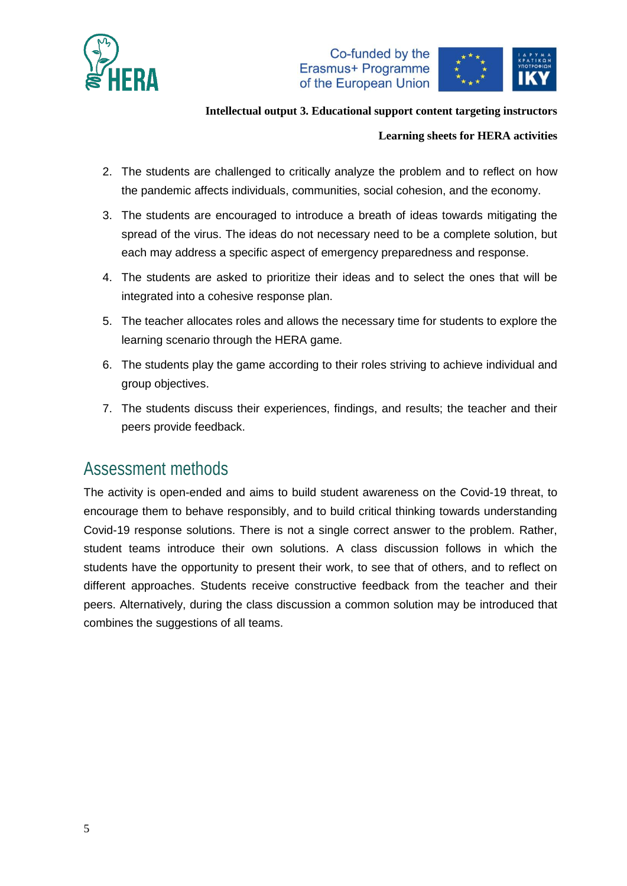2. The students are challenged to critically analyze the problem and to reflect on how the pandemic affects individuals, communities, social cohesion, and the economy.
3. The students are encouraged to introduce a breath of ideas towards mitigating the spread of the virus. The ideas do not necessary need to be a complete solution, but each may address a specific aspect of emergency preparedness and response.
4. The students are asked to prioritize their ideas and to select the ones that will be integrated into a cohesive response plan.
5. The teacher allocates roles and allows the necessary time for students to explore the learning scenario through the HERA game.
6. The students play the game according to their roles striving to achieve individual and group objectives.
7. The students discuss their experiences, findings, and results; the teacher and their peers provide feedback.

## Assessment methods

The activity is open-ended and aims to build student awareness on the Covid-19 threat, to encourage them to behave responsibly, and to build critical thinking towards understanding Covid-19 response solutions. There is not a single correct answer to the problem. Rather, student teams introduce their own solutions. A class discussion follows in which the students have the opportunity to present their work, to see that of others, and to reflect on different approaches. Students receive constructive feedback from the teacher and their peers. Alternatively, during the class discussion a common solution may be introduced that combines the suggestions of all teams.